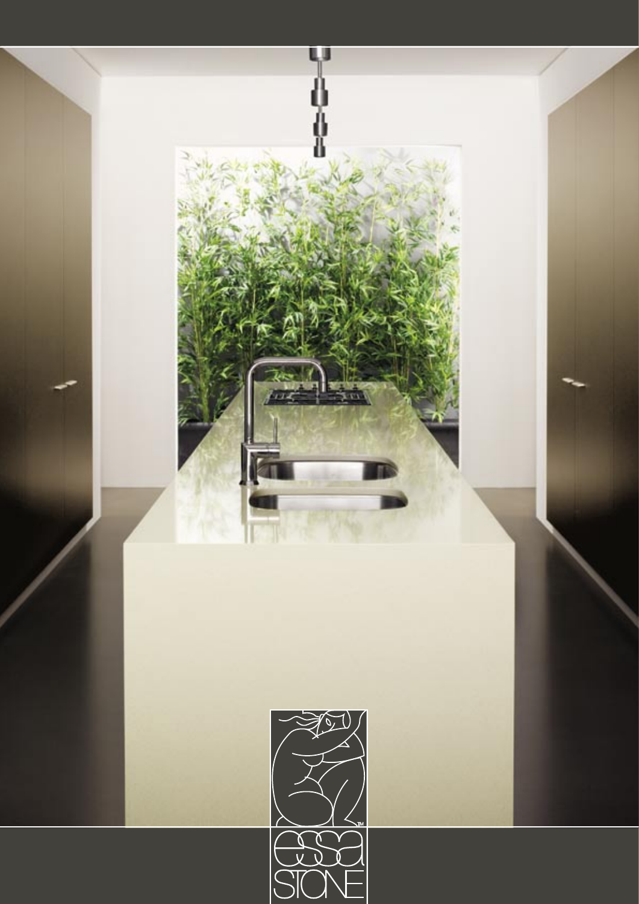essa STONE™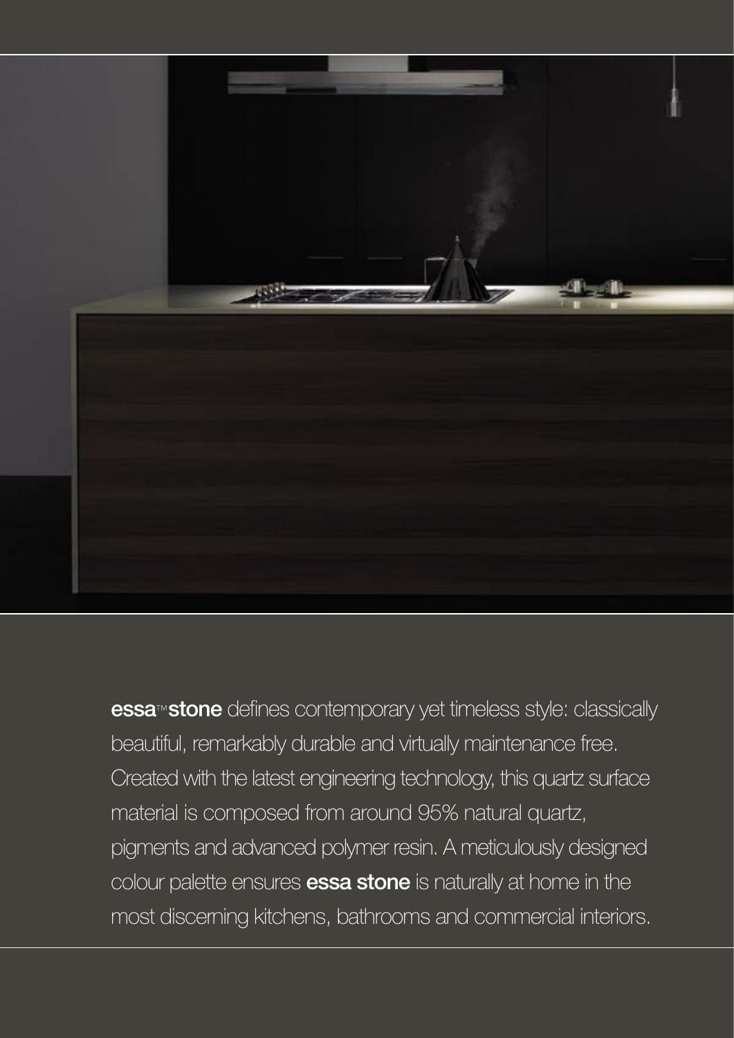**essa**™ **stone** defines contemporary yet timeless style: classically beautiful, remarkably durable and virtually maintenance free. Created with the latest engineering technology, this quartz surface material is composed from around 95% natural quartz, pigments and advanced polymer resin. A meticulously designed colour palette ensures **essa stone** is naturally at home in the most discerning kitchens, bathrooms and commercial interiors.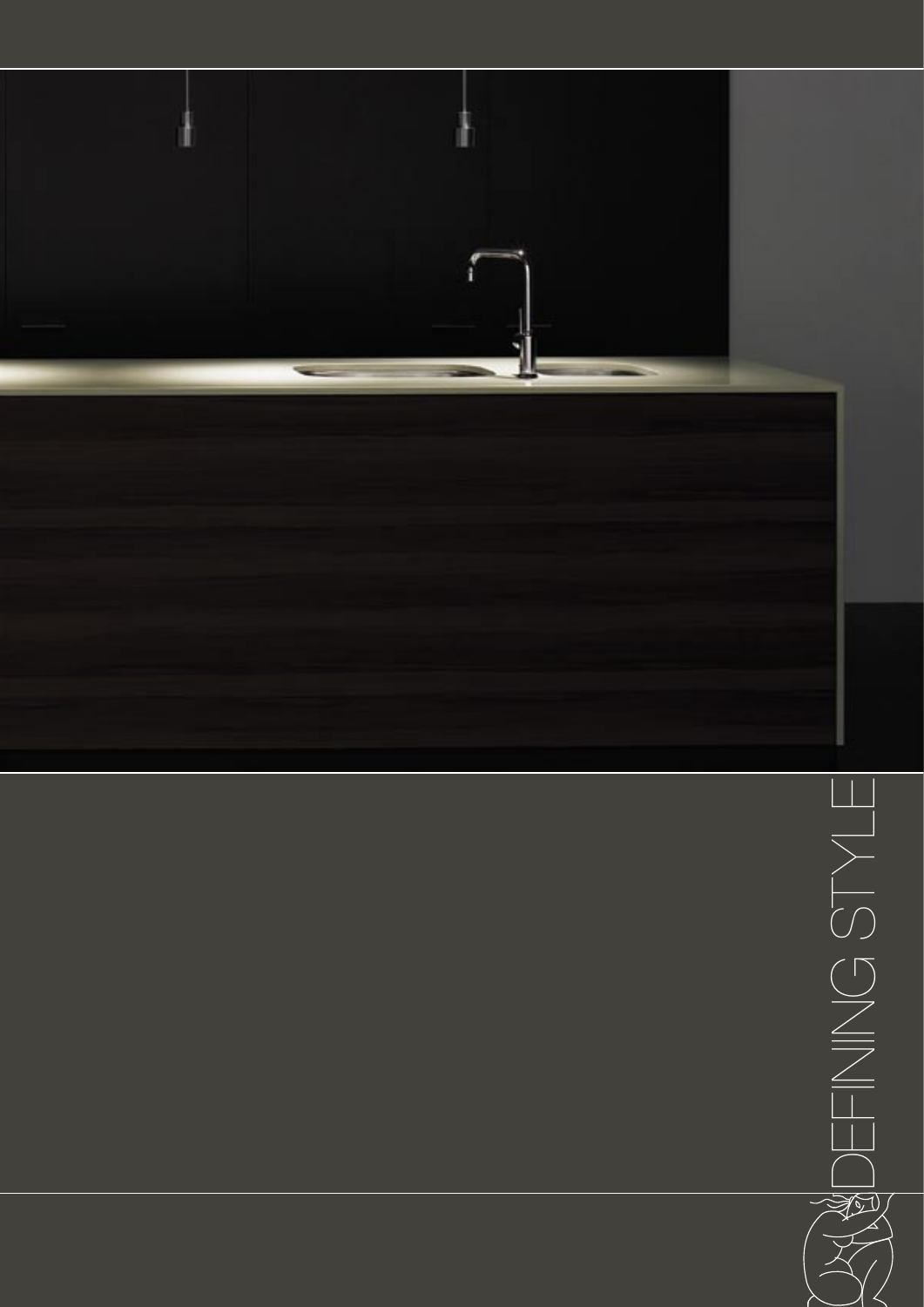DEFINING STYLE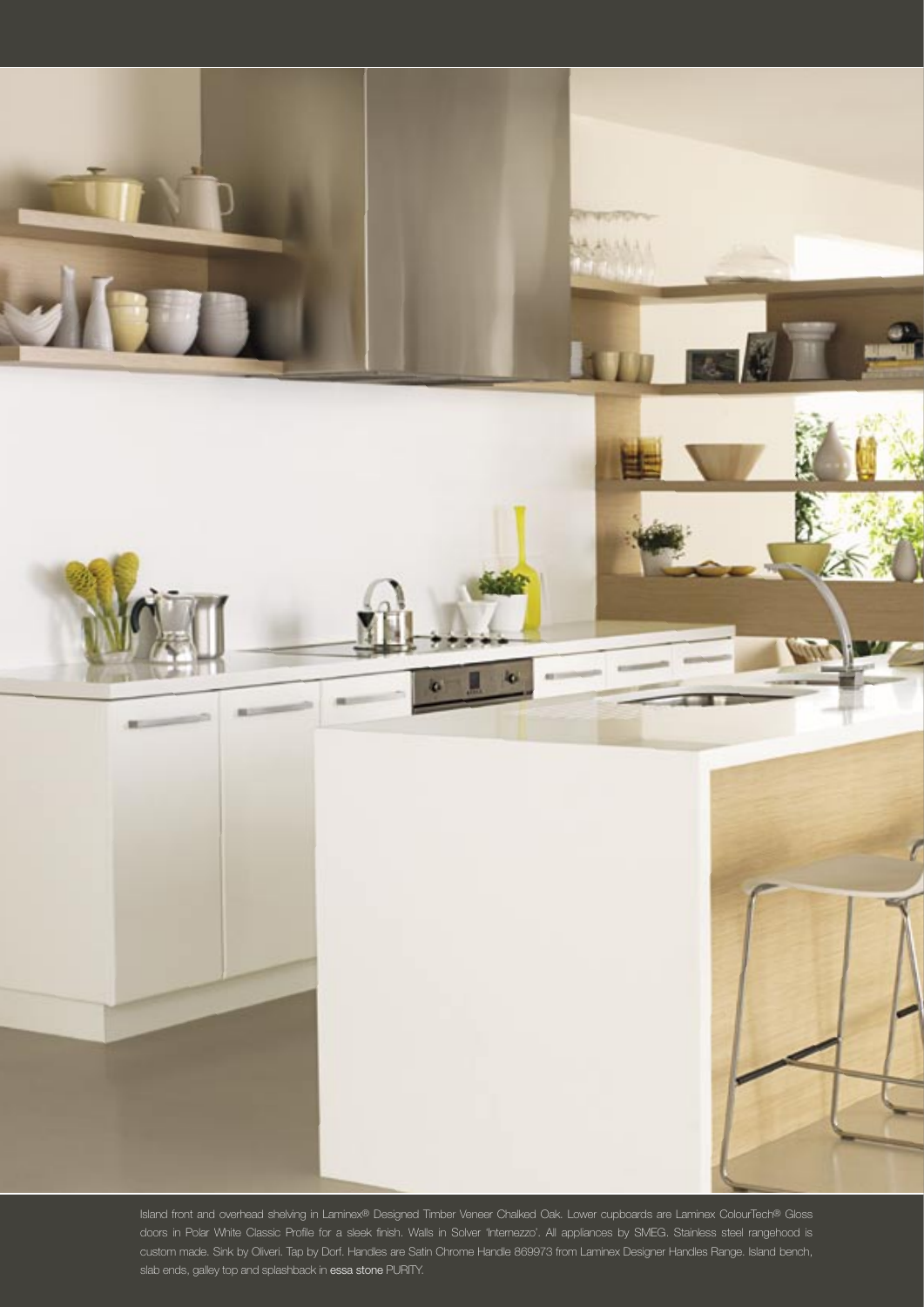Island front and overhead shelving in Laminex® Designed Timber Veneer Chalked Oak. Lower cupboards are Laminex ColourTech® Gloss doors in Polar White Classic Profile for a sleek finish. Walls in Solver 'Internezzo'. All appliances by SMEG. Stainless steel rangehood is custom made. Sink by Oliveri. Tap by Dorf. Handles are Satin Chrome Handle 869973 from Laminex Designer Handles Range. Island bench, slab ends, galley top and splashback in essa stone PURITY.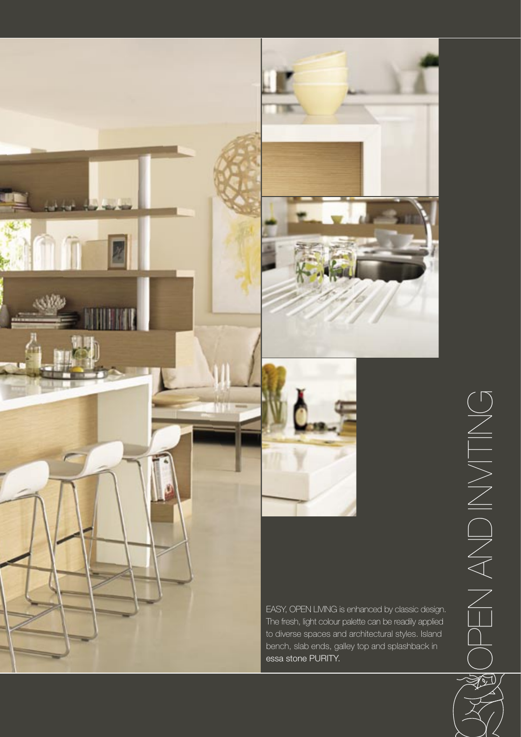# OPEN AND INVITING

EASY, OPEN LIVING is enhanced by classic design. The fresh, light colour palette can be readily applied to diverse spaces and architectural styles. Island bench, slab ends, galley top and splashback in essa stone PURITY.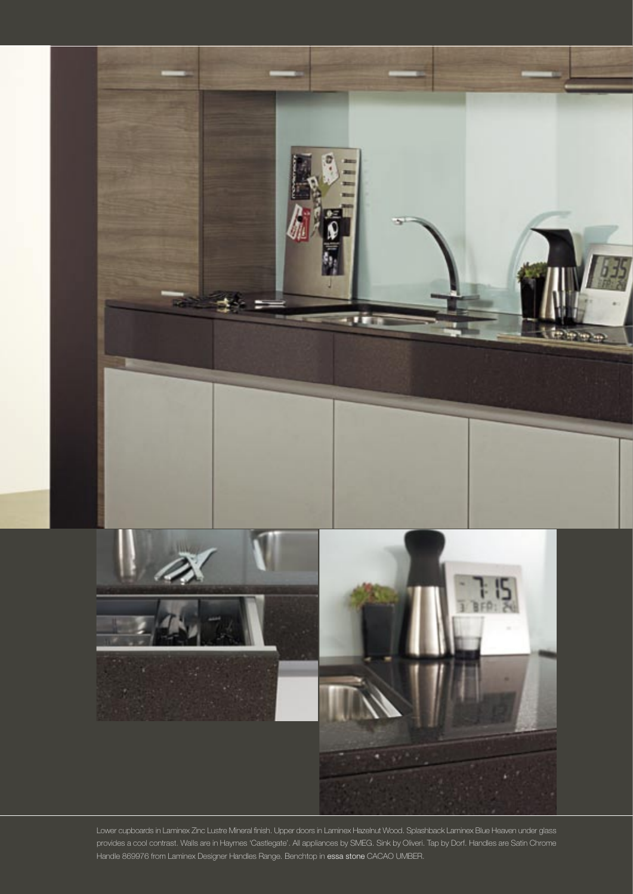Lower cupboards in Laminex Zinc Lustre Mineral finish. Upper doors in Laminex Hazelnut Wood. Splashback Laminex Blue Heaven under glass provides a cool contrast. Walls are in Haymes 'Castlegate'. All appliances by SMEG. Sink by Oliveri. Tap by Dorf. Handles are Satin Chrome Handle 869976 from Laminex Designer Handles Range. Benchtop in essa stone CACAO UMBER.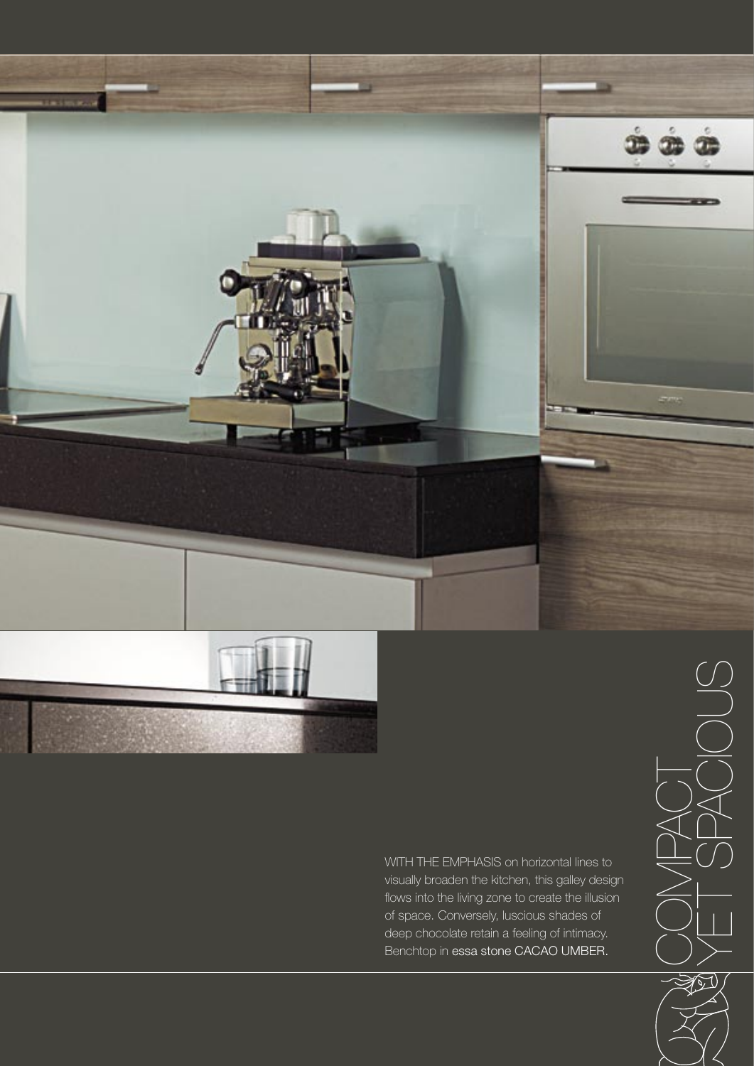# COMPACT YET SPACIOUS

WITH THE EMPHASIS on horizontal lines to visually broaden the kitchen, this galley design flows into the living zone to create the illusion of space. Conversely, luscious shades of deep chocolate retain a feeling of intimacy. Benchtop in essa stone CACAO UMBER.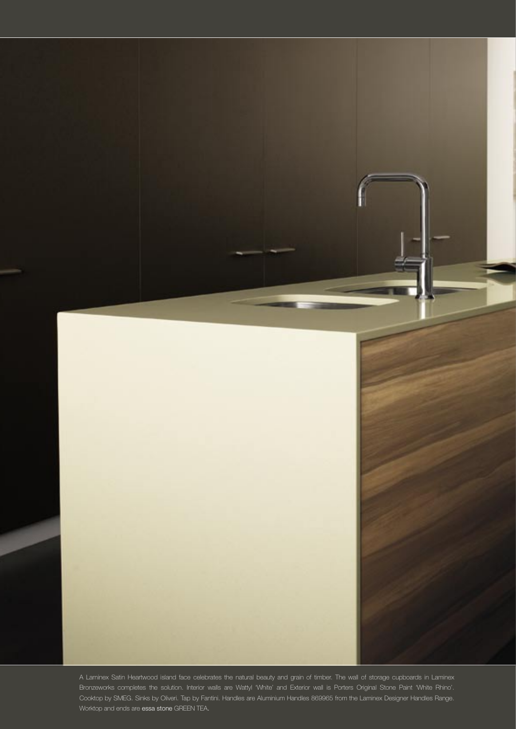A Laminex Satin Heartwood island face celebrates the natural beauty and grain of timber. The wall of storage cupboards in Laminex Bronzeworks completes the solution. Interior walls are Wattyl 'White' and Exterior wall is Porters Original Stone Paint 'White Rhino'. Cooktop by SMEG. Sinks by Oliveri. Tap by Fantini. Handles are Aluminium Handles 869965 from the Laminex Designer Handles Range. Worktop and ends are essa stone GREEN TEA.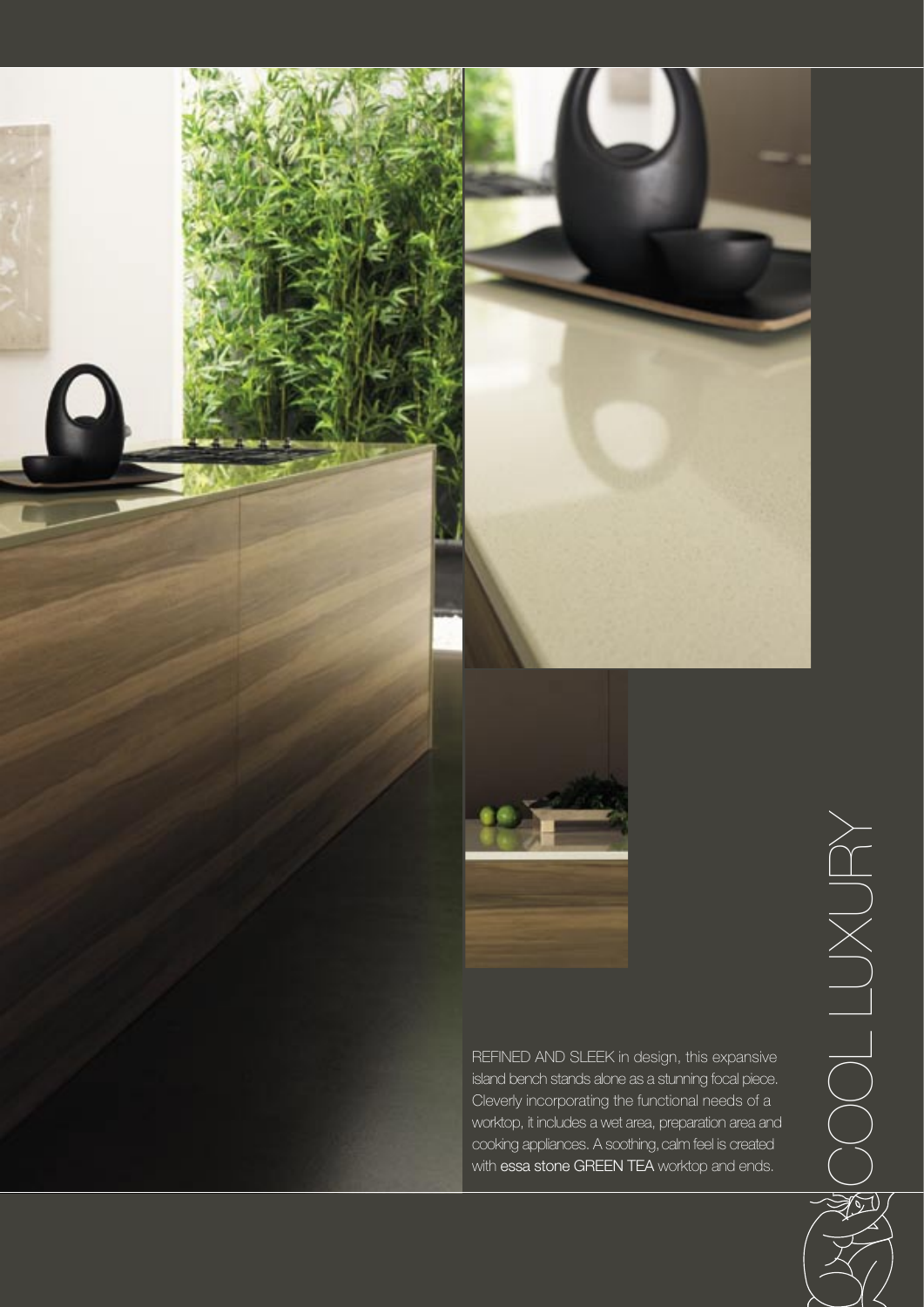# COOL LUXURY

REFINED AND SLEEK in design, this expansive island bench stands alone as a stunning focal piece. Cleverly incorporating the functional needs of a worktop, it includes a wet area, preparation area and cooking appliances. A soothing, calm feel is created with essa stone GREEN TEA worktop and ends.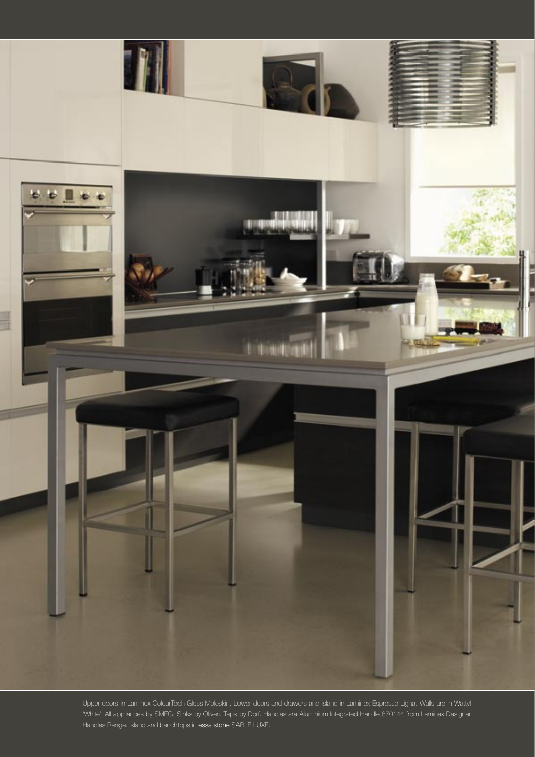Upper doors in Laminex ColourTech Gloss Moleskin. Lower doors and drawers and island in Laminex Espresso Ligna. Walls are in Wattyl 'White'. All appliances by SMEG. Sinks by Oliveri. Taps by Dorf. Handles are Aluminium Integrated Handle 870144 from Laminex Designer Handles Range. Island and benchtops in essa stone SABLE LUXE.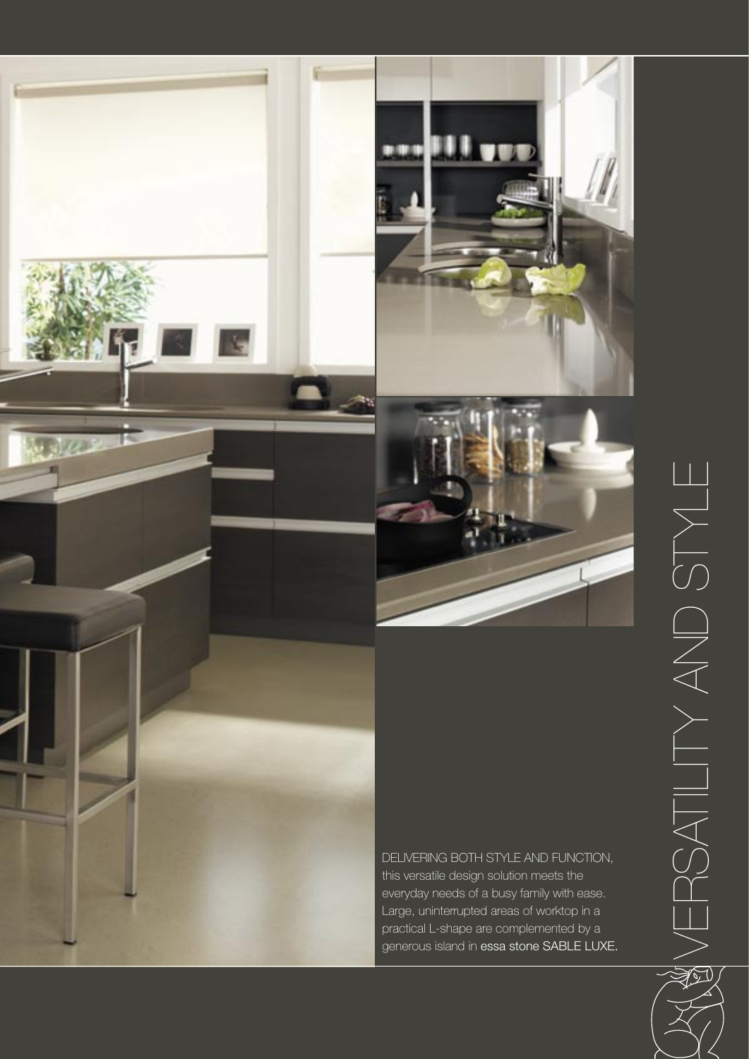# VERSATILITY AND STYLE

DELIVERING BOTH STYLE AND FUNCTION, this versatile design solution meets the everyday needs of a busy family with ease. Large, uninterrupted areas of worktop in a practical L-shape are complemented by a generous island in essa stone SABLE LUXE.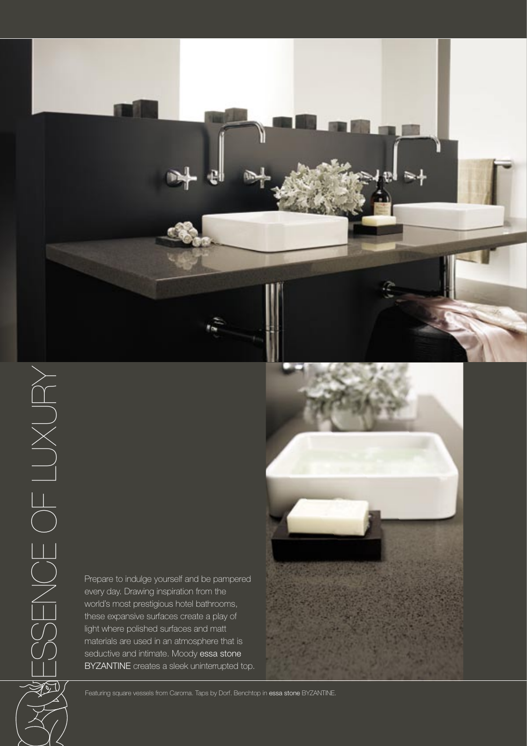# ESSENCE OF LUXURY

Prepare to indulge yourself and be pampered every day. Drawing inspiration from the world's most prestigious hotel bathrooms, these expansive surfaces create a play of light where polished surfaces and matt materials are used in an atmosphere that is seductive and intimate. Moody essa stone BYZANTINE creates a sleek uninterrupted top.

Featuring square vessels from Caroma. Taps by Dorf. Benchtop in essa stone BYZANTINE.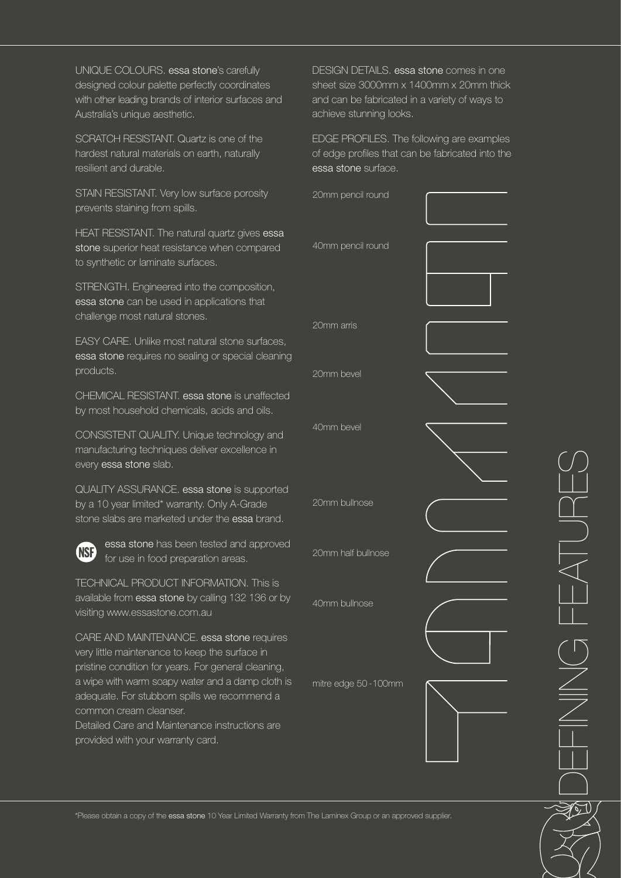# DEFINING FEATURES

UNIQUE COLOURS. essa stone's carefully designed colour palette perfectly coordinates with other leading brands of interior surfaces and Australia's unique aesthetic.

SCRATCH RESISTANT. Quartz is one of the hardest natural materials on earth, naturally resilient and durable.

STAIN RESISTANT. Very low surface porosity prevents staining from spills.

HEAT RESISTANT. The natural quartz gives essa stone superior heat resistance when compared to synthetic or laminate surfaces.

STRENGTH. Engineered into the composition, essa stone can be used in applications that challenge most natural stones.

EASY CARE. Unlike most natural stone surfaces, essa stone requires no sealing or special cleaning products.

CHEMICAL RESISTANT. essa stone is unaffected by most household chemicals, acids and oils.

CONSISTENT QUALITY. Unique technology and manufacturing techniques deliver excellence in every essa stone slab.

QUALITY ASSURANCE. essa stone is supported by a 10 year limited* warranty. Only A-Grade stone slabs are marketed under the essa brand.

NSF essa stone has been tested and approved for use in food preparation areas.

TECHNICAL PRODUCT INFORMATION. This is available from essa stone by calling 132 136 or by visiting www.essastone.com.au

CARE AND MAINTENANCE. essa stone requires very little maintenance to keep the surface in pristine condition for years. For general cleaning, a wipe with warm soapy water and a damp cloth is adequate. For stubborn spills we recommend a common cream cleanser.
Detailed Care and Maintenance instructions are provided with your warranty card.

DESIGN DETAILS. essa stone comes in one sheet size 3000mm x 1400mm x 20mm thick and can be fabricated in a variety of ways to achieve stunning looks.

EDGE PROFILES. The following are examples of edge profiles that can be fabricated into the essa stone surface.

- 20mm pencil round
- 40mm pencil round
- 20mm arris
- 20mm bevel
- 40mm bevel
- 20mm bullnose
- 20mm half bullnose
- 40mm bullnose
- mitre edge 50 - 100mm

*Please obtain a copy of the essa stone 10 Year Limited Warranty from The Laminex Group or an approved supplier.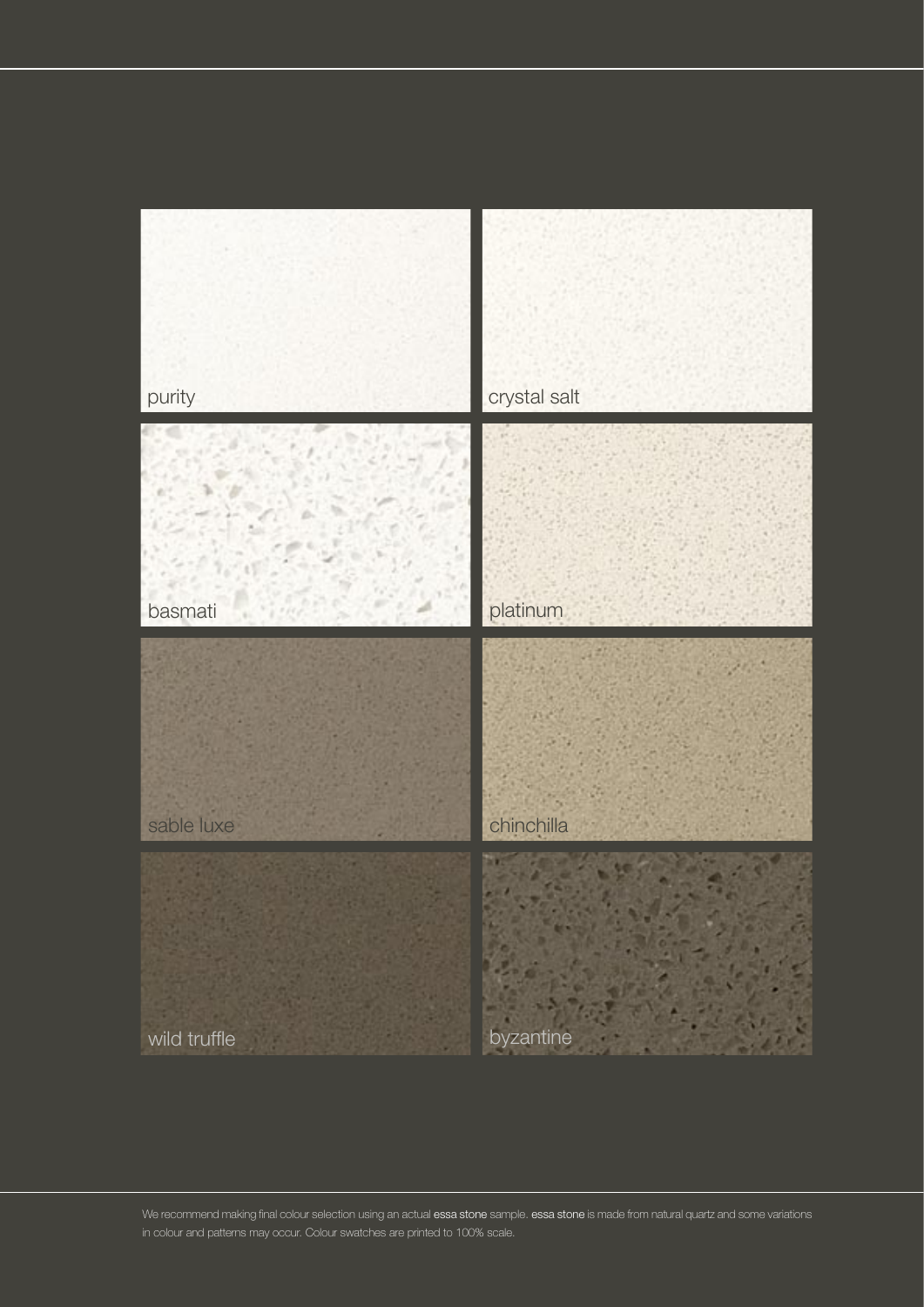purity

crystal salt

basmati

platinum

sable luxe

chinchilla

wild truffle

byzantine

We recommend making final colour selection using an actual essa stone sample. essa stone is made from natural quartz and some variations in colour and patterns may occur. Colour swatches are printed to 100% scale.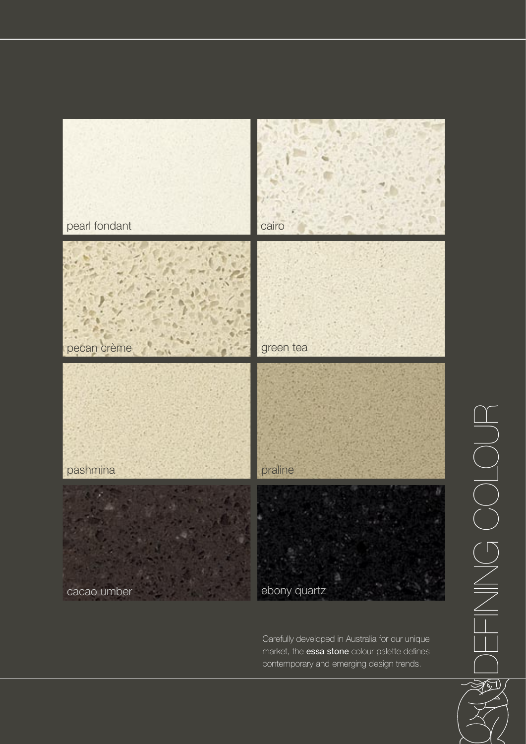# DEFINING COLOUR

pearl fondant

cairo

pecan crème

green tea

pashmina

praline

cacao umber

ebony quartz

Carefully developed in Australia for our unique market, the **essa stone** colour palette defines contemporary and emerging design trends.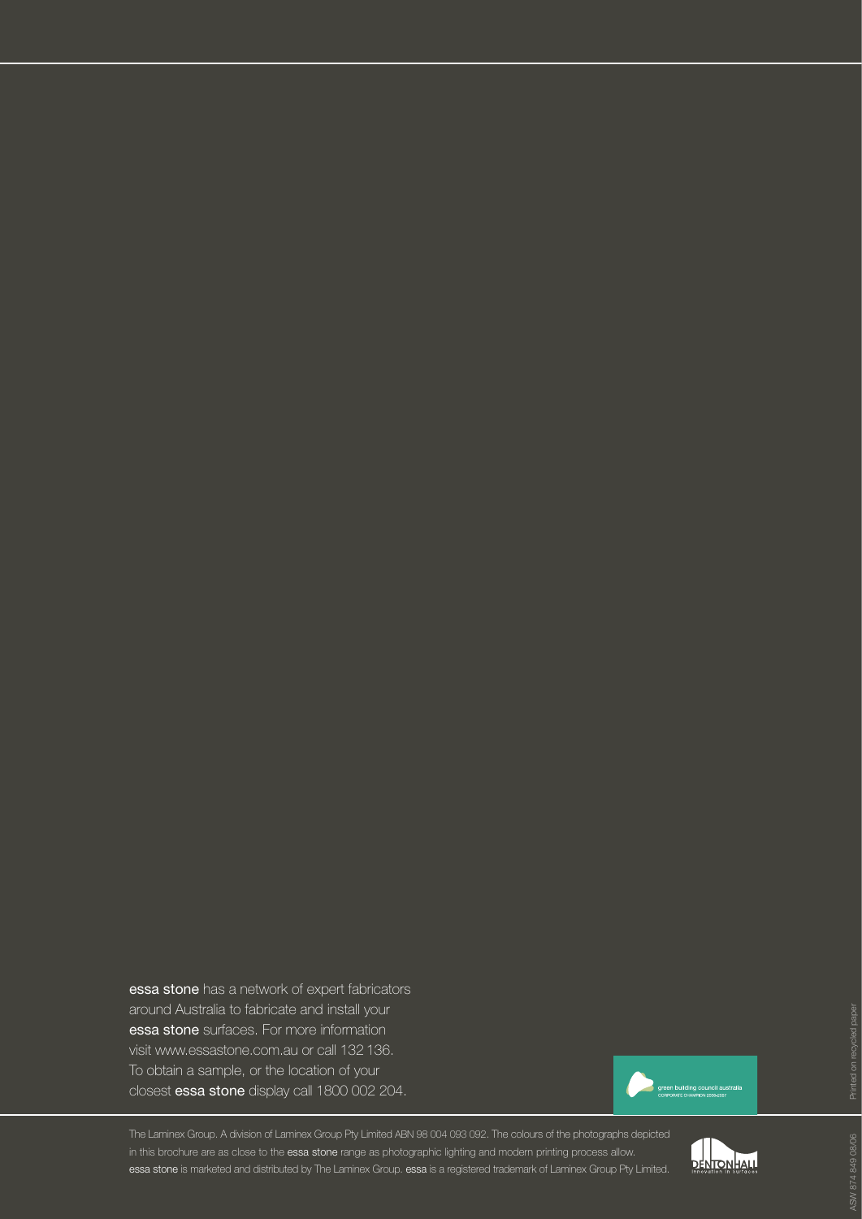**essa stone** has a network of expert fabricators around Australia to fabricate and install your **essa stone** surfaces. For more information visit www.essastone.com.au or call 132 136. To obtain a sample, or the location of your closest **essa stone** display call 1800 002 204.

green building council australia
CORPORATE CHAMPION 2006-2007

The Laminex Group. A division of Laminex Group Pty Limited ABN 98 004 093 092. The colours of the photographs depicted in this brochure are as close to the **essa stone** range as photographic lighting and modern printing process allow. **essa stone** is marketed and distributed by The Laminex Group. **essa** is a registered trademark of Laminex Group Pty Limited.

DENTONHALL
innovation in surfaces

Printed on recycled paper

ASW 874 849 08.06